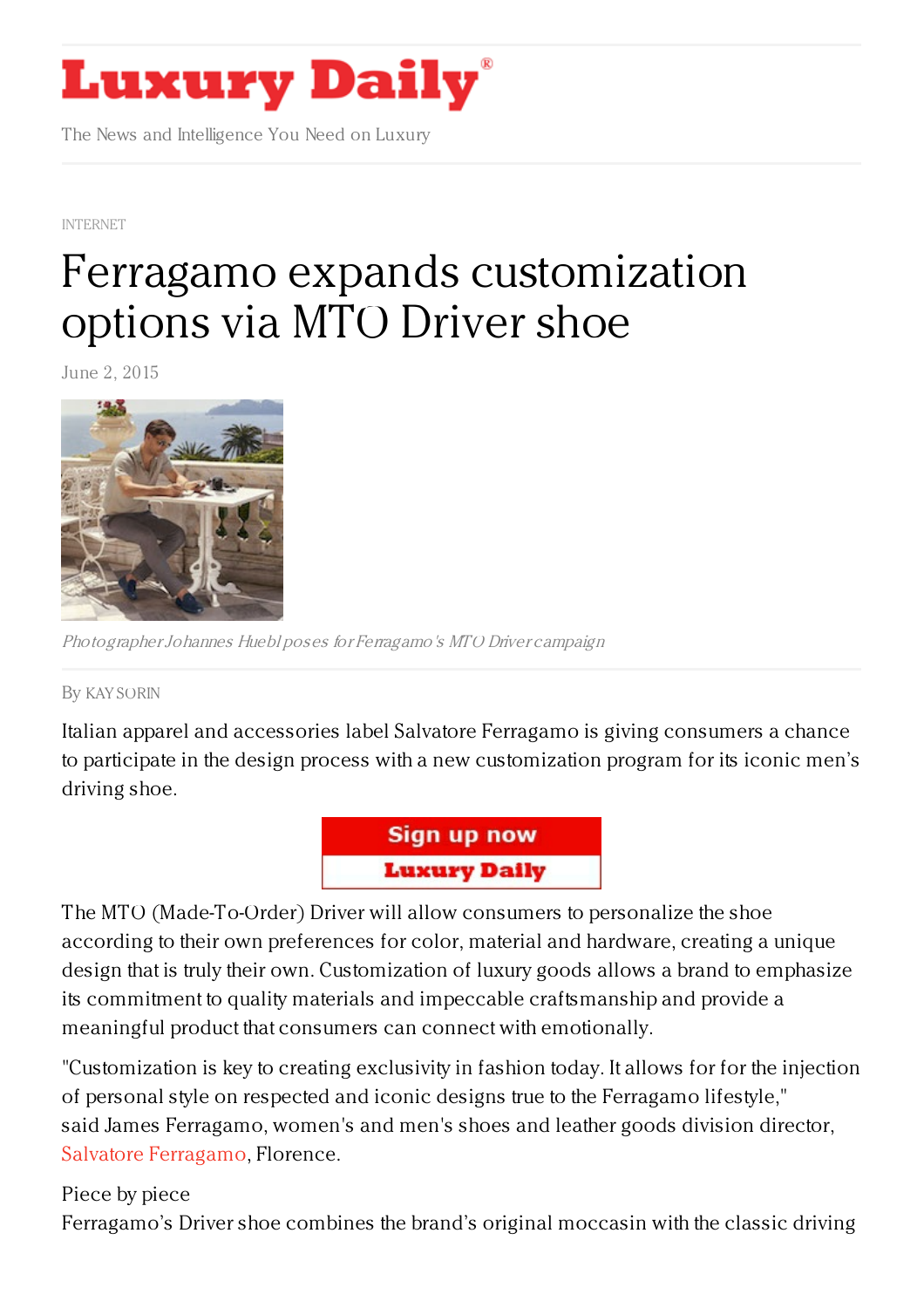# Luxury Daily

The News and Intelligence You Need on Luxury

INTERNET

# Ferragamo expands customization options via MTO Driver shoe

June 2, 2015

*Photographer Johannes Huebl poses for Ferragamo's MTO Driver campaign*

By KAY SORIN

Italian apparel and accessories label Salvatore Ferragamo is giving consumers a chance to participate in the design process with a new customization program for its iconic men's driving shoe.

The MTO (Made-To-Order) Driver will allow consumers to personalize the shoe according to their own preferences for color, material and hardware, creating a unique design that is truly their own. Customization of luxury goods allows a brand to emphasize its commitment to quality materials and impeccable craftsmanship and provide a meaningful product that consumers can connect with emotionally.

"Customization is key to creating exclusivity in fashion today. It allows for for the injection of personal style on respected and iconic designs true to the Ferragamo lifestyle," said James Ferragamo, women's and men's shoes and leather goods division director, Salvatore Ferragamo, Florence.

Piece by piece

Ferragamo's Driver shoe combines the brand's original moccasin with the classic driving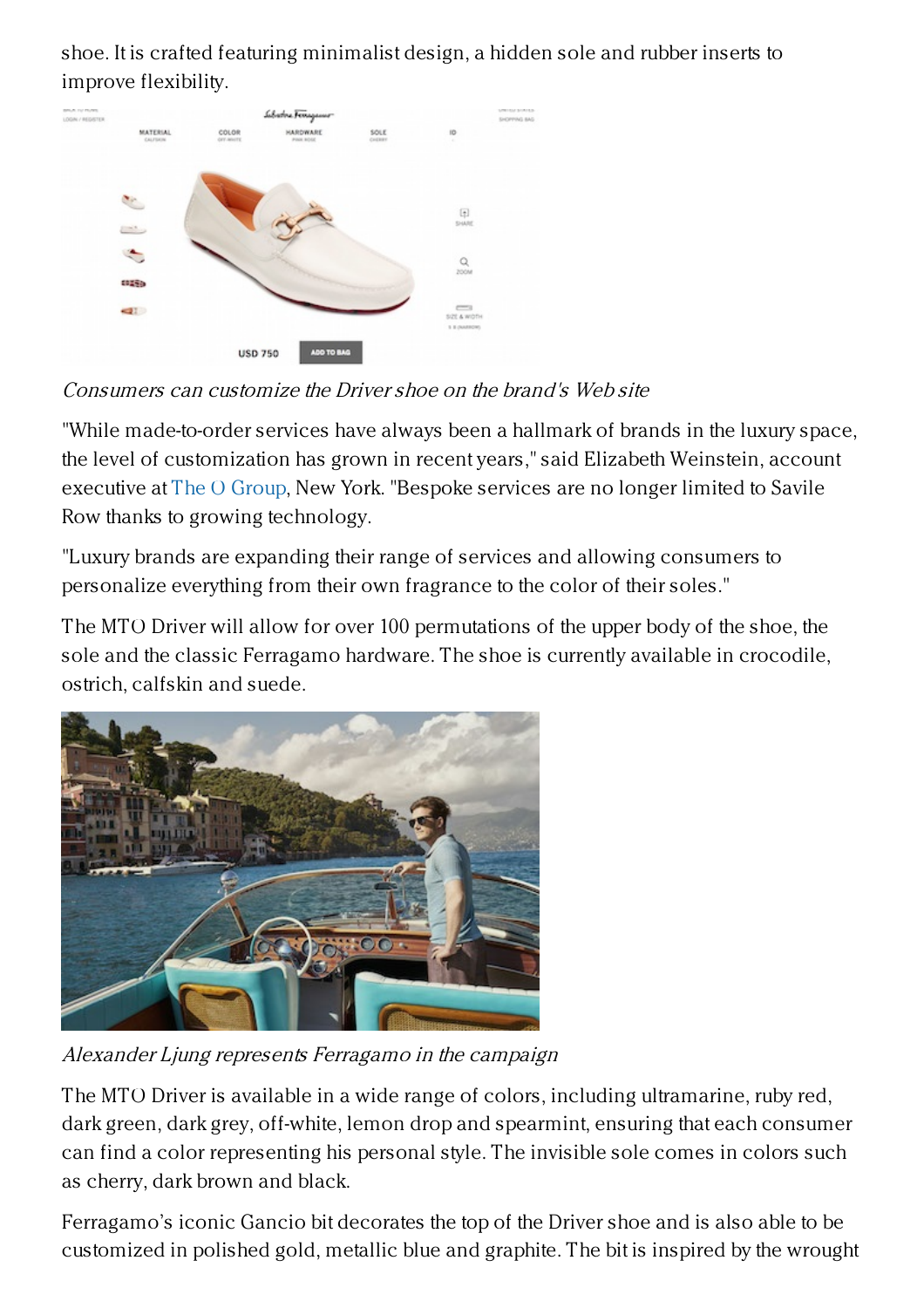shoe. It is crafted featuring minimalist design, a hidden sole and rubber inserts to improve flexibility.

*Consumers can customize the Driver shoe on the brand's Web site*

"While made-to-order services have always been a hallmark of brands in the luxury space, the level of customization has grown in recent years," said Elizabeth Weinstein, account executive at The O Group, New York. "Bespoke services are no longer limited to Savile Row thanks to growing technology.

"Luxury brands are expanding their range of services and allowing consumers to personalize everything from their own fragrance to the color of their soles."

The MTO Driver will allow for over 100 permutations of the upper body of the shoe, the sole and the classic Ferragamo hardware. The shoe is currently available in crocodile, ostrich, calfskin and suede.

*Alexander Ljung represents Ferragamo in the campaign*

The MTO Driver is available in a wide range of colors, including ultramarine, ruby red, dark green, dark grey, off-white, lemon drop and spearmint, ensuring that each consumer can find a color representing his personal style. The invisible sole comes in colors such as cherry, dark brown and black.

Ferragamo's iconic Gancio bit decorates the top of the Driver shoe and is also able to be customized in polished gold, metallic blue and graphite. The bit is inspired by the wrought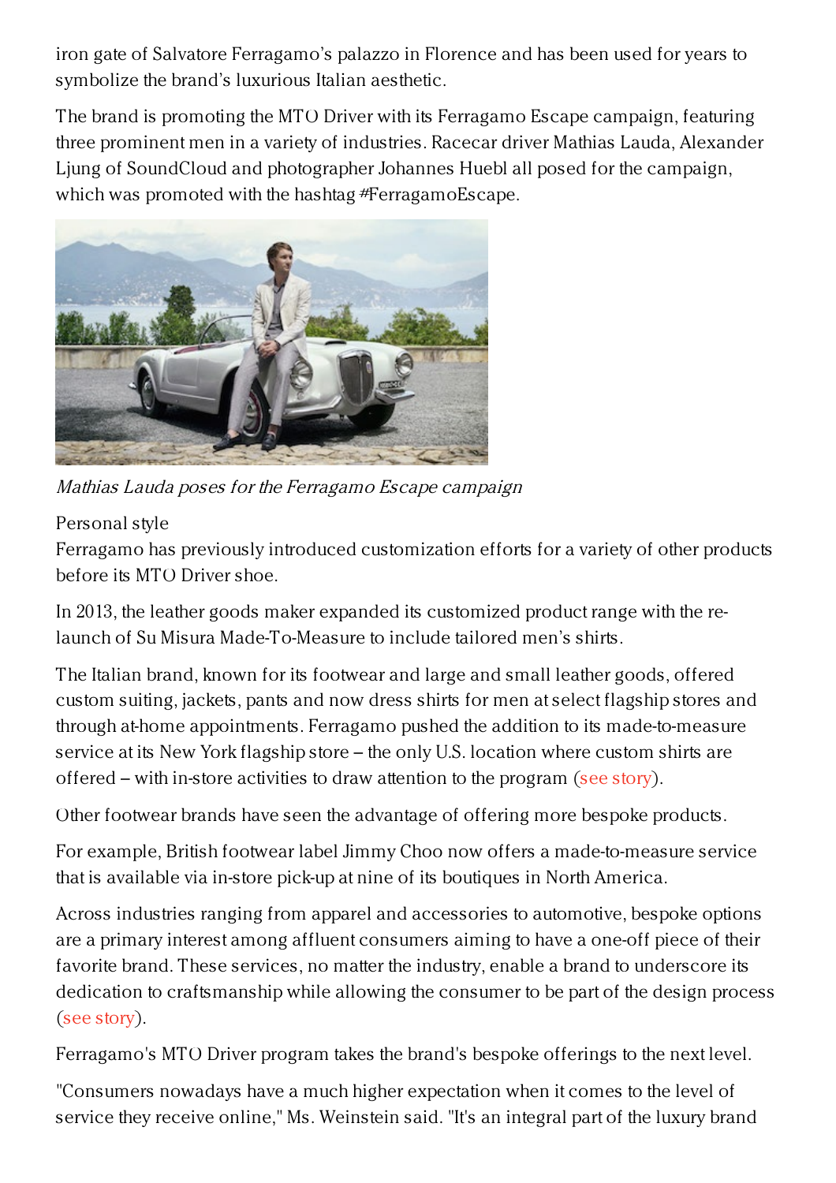iron gate of Salvatore Ferragamo's palazzo in Florence and has been used for years to symbolize the brand's luxurious Italian aesthetic.

The brand is promoting the MTO Driver with its Ferragamo Escape campaign, featuring three prominent men in a variety of industries. Racecar driver Mathias Lauda, Alexander Ljung of SoundCloud and photographer Johannes Huebl all posed for the campaign, which was promoted with the hashtag #FerragamoEscape.

*Mathias Lauda poses for the Ferragamo Escape campaign*

Personal style

Ferragamo has previously introduced customization efforts for a variety of other products before its MTO Driver shoe.

In 2013, the leather goods maker expanded its customized product range with the re-launch of Su Misura Made-To-Measure to include tailored men's shirts.

The Italian brand, known for its footwear and large and small leather goods, offered custom suiting, jackets, pants and now dress shirts for men at select flagship stores and through at-home appointments. Ferragamo pushed the addition to its made-to-measure service at its New York flagship store – the only U.S. location where custom shirts are offered – with in-store activities to draw attention to the program (see story).

Other footwear brands have seen the advantage of offering more bespoke products.

For example, British footwear label Jimmy Choo now offers a made-to-measure service that is available via in-store pick-up at nine of its boutiques in North America.

Across industries ranging from apparel and accessories to automotive, bespoke options are a primary interest among affluent consumers aiming to have a one-off piece of their favorite brand. These services, no matter the industry, enable a brand to underscore its dedication to craftsmanship while allowing the consumer to be part of the design process (see story).

Ferragamo's MTO Driver program takes the brand's bespoke offerings to the next level.

"Consumers nowadays have a much higher expectation when it comes to the level of service they receive online," Ms. Weinstein said. "It's an integral part of the luxury brand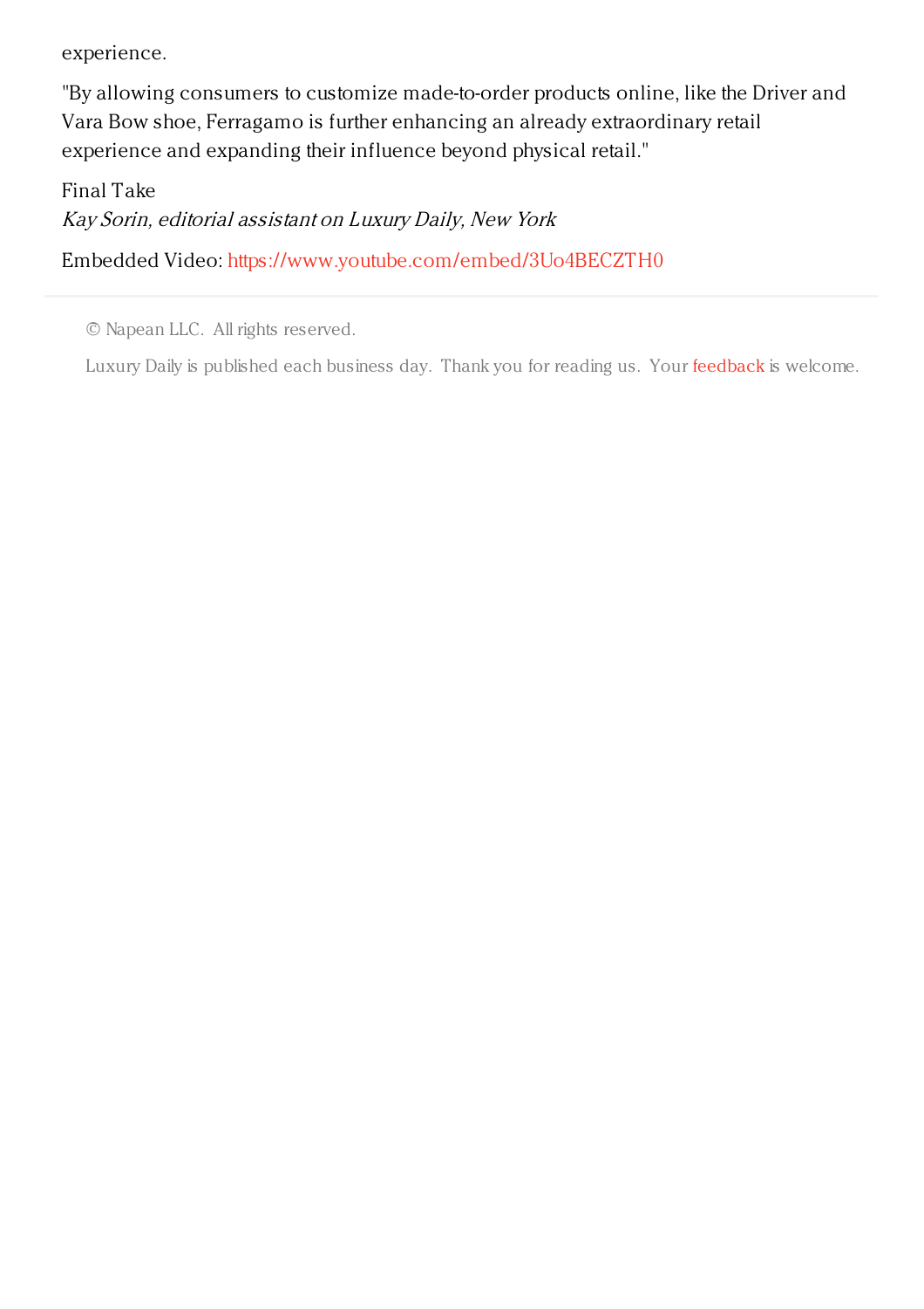experience.

"By allowing consumers to customize made-to-order products online, like the Driver and Vara Bow shoe, Ferragamo is further enhancing an already extraordinary retail experience and expanding their influence beyond physical retail."

Final Take
*Kay Sorin, editorial assistant on Luxury Daily, New York*

Embedded Video: https://www.youtube.com/embed/3Uo4BECZTH0

---

© Napean LLC. All rights reserved.

Luxury Daily is published each business day. Thank you for reading us. Your feedback is welcome.